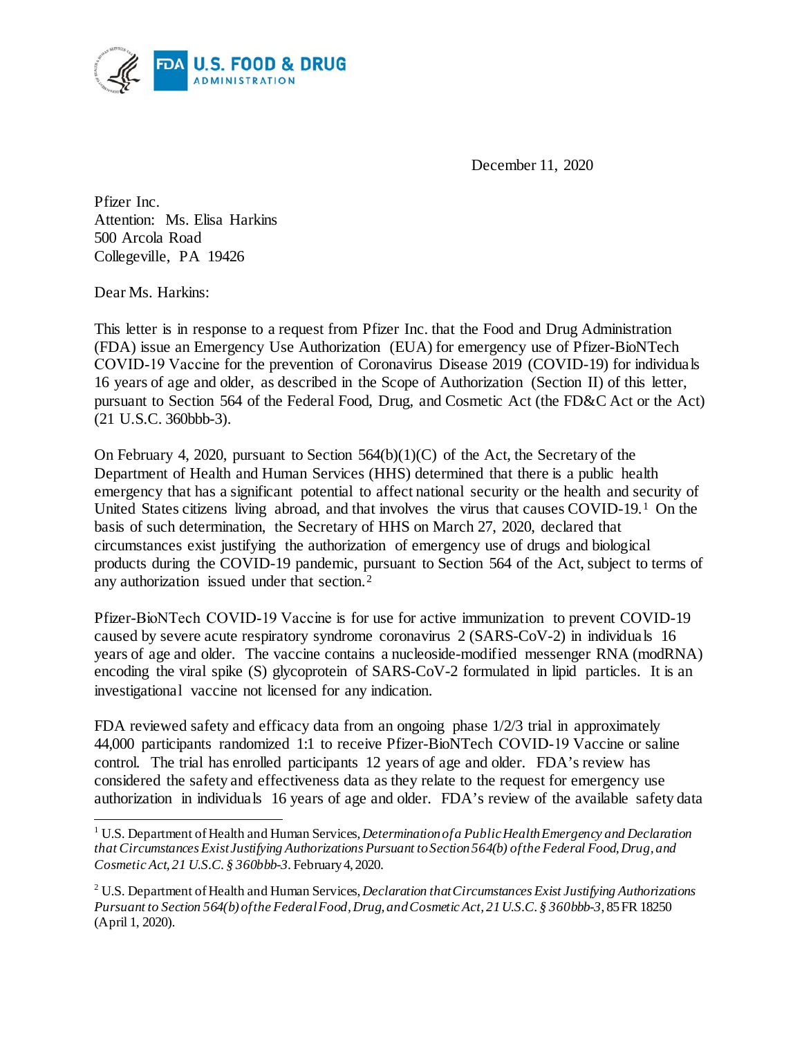December 11, 2020

Pfizer Inc.
Attention: Ms. Elisa Harkins
500 Arcola Road
Collegeville, PA 19426

Dear Ms. Harkins:

This letter is in response to a request from Pfizer Inc. that the Food and Drug Administration (FDA) issue an Emergency Use Authorization (EUA) for emergency use of Pfizer-BioNTech COVID-19 Vaccine for the prevention of Coronavirus Disease 2019 (COVID-19) for individuals 16 years of age and older, as described in the Scope of Authorization (Section II) of this letter, pursuant to Section 564 of the Federal Food, Drug, and Cosmetic Act (the FD&C Act or the Act) (21 U.S.C. 360bbb-3).

On February 4, 2020, pursuant to Section 564(b)(1)(C) of the Act, the Secretary of the Department of Health and Human Services (HHS) determined that there is a public health emergency that has a significant potential to affect national security or the health and security of United States citizens living abroad, and that involves the virus that causes COVID-19.[1] On the basis of such determination, the Secretary of HHS on March 27, 2020, declared that circumstances exist justifying the authorization of emergency use of drugs and biological products during the COVID-19 pandemic, pursuant to Section 564 of the Act, subject to terms of any authorization issued under that section.[2]

Pfizer-BioNTech COVID-19 Vaccine is for use for active immunization to prevent COVID-19 caused by severe acute respiratory syndrome coronavirus 2 (SARS-CoV-2) in individuals 16 years of age and older. The vaccine contains a nucleoside-modified messenger RNA (modRNA) encoding the viral spike (S) glycoprotein of SARS-CoV-2 formulated in lipid particles. It is an investigational vaccine not licensed for any indication.

FDA reviewed safety and efficacy data from an ongoing phase 1/2/3 trial in approximately 44,000 participants randomized 1:1 to receive Pfizer-BioNTech COVID-19 Vaccine or saline control. The trial has enrolled participants 12 years of age and older. FDA's review has considered the safety and effectiveness data as they relate to the request for emergency use authorization in individuals 16 years of age and older. FDA's review of the available safety data

---

[1] U.S. Department of Health and Human Services, *Determination of a Public Health Emergency and Declaration that Circumstances Exist Justifying Authorizations Pursuant to Section 564(b) of the Federal Food, Drug, and Cosmetic Act, 21 U.S.C. § 360bbb-3*. February 4, 2020.

[2] U.S. Department of Health and Human Services, *Declaration that Circumstances Exist Justifying Authorizations Pursuant to Section 564(b) of the Federal Food, Drug, and Cosmetic Act, 21 U.S.C. § 360bbb-3*, 85 FR 18250 (April 1, 2020).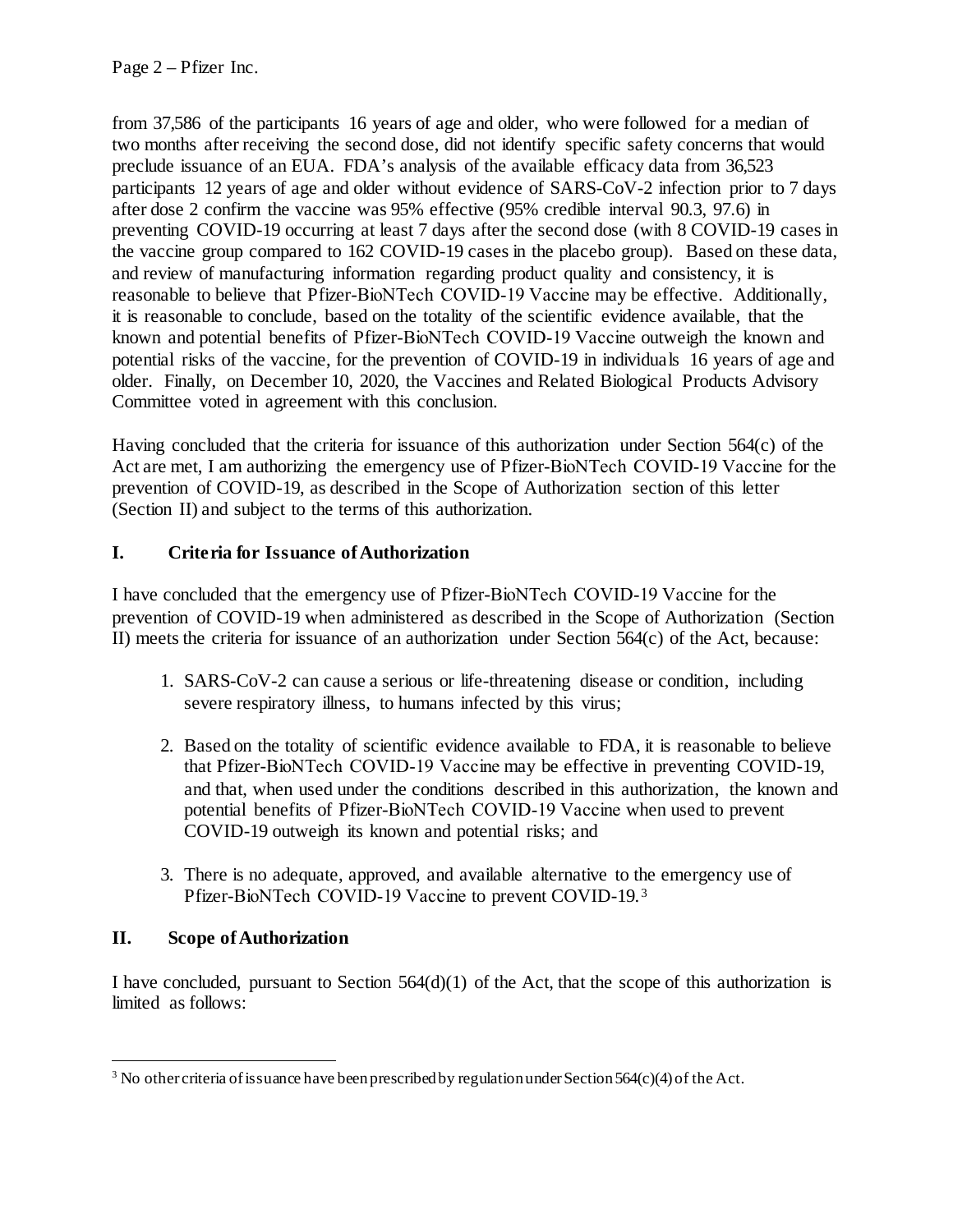from 37,586 of the participants 16 years of age and older, who were followed for a median of two months after receiving the second dose, did not identify specific safety concerns that would preclude issuance of an EUA. FDA's analysis of the available efficacy data from 36,523 participants 12 years of age and older without evidence of SARS-CoV-2 infection prior to 7 days after dose 2 confirm the vaccine was 95% effective (95% credible interval 90.3, 97.6) in preventing COVID-19 occurring at least 7 days after the second dose (with 8 COVID-19 cases in the vaccine group compared to 162 COVID-19 cases in the placebo group). Based on these data, and review of manufacturing information regarding product quality and consistency, it is reasonable to believe that Pfizer-BioNTech COVID-19 Vaccine may be effective. Additionally, it is reasonable to conclude, based on the totality of the scientific evidence available, that the known and potential benefits of Pfizer-BioNTech COVID-19 Vaccine outweigh the known and potential risks of the vaccine, for the prevention of COVID-19 in individuals 16 years of age and older. Finally, on December 10, 2020, the Vaccines and Related Biological Products Advisory Committee voted in agreement with this conclusion.

Having concluded that the criteria for issuance of this authorization under Section 564(c) of the Act are met, I am authorizing the emergency use of Pfizer-BioNTech COVID-19 Vaccine for the prevention of COVID-19, as described in the Scope of Authorization section of this letter (Section II) and subject to the terms of this authorization.

## I. Criteria for Issuance of Authorization

I have concluded that the emergency use of Pfizer-BioNTech COVID-19 Vaccine for the prevention of COVID-19 when administered as described in the Scope of Authorization (Section II) meets the criteria for issuance of an authorization under Section 564(c) of the Act, because:

1. SARS-CoV-2 can cause a serious or life-threatening disease or condition, including severe respiratory illness, to humans infected by this virus;

2. Based on the totality of scientific evidence available to FDA, it is reasonable to believe that Pfizer-BioNTech COVID-19 Vaccine may be effective in preventing COVID-19, and that, when used under the conditions described in this authorization, the known and potential benefits of Pfizer-BioNTech COVID-19 Vaccine when used to prevent COVID-19 outweigh its known and potential risks; and

3. There is no adequate, approved, and available alternative to the emergency use of Pfizer-BioNTech COVID-19 Vaccine to prevent COVID-19.[3]

## II. Scope of Authorization

I have concluded, pursuant to Section 564(d)(1) of the Act, that the scope of this authorization is limited as follows:

[3] No other criteria of issuance have been prescribed by regulation under Section 564(c)(4) of the Act.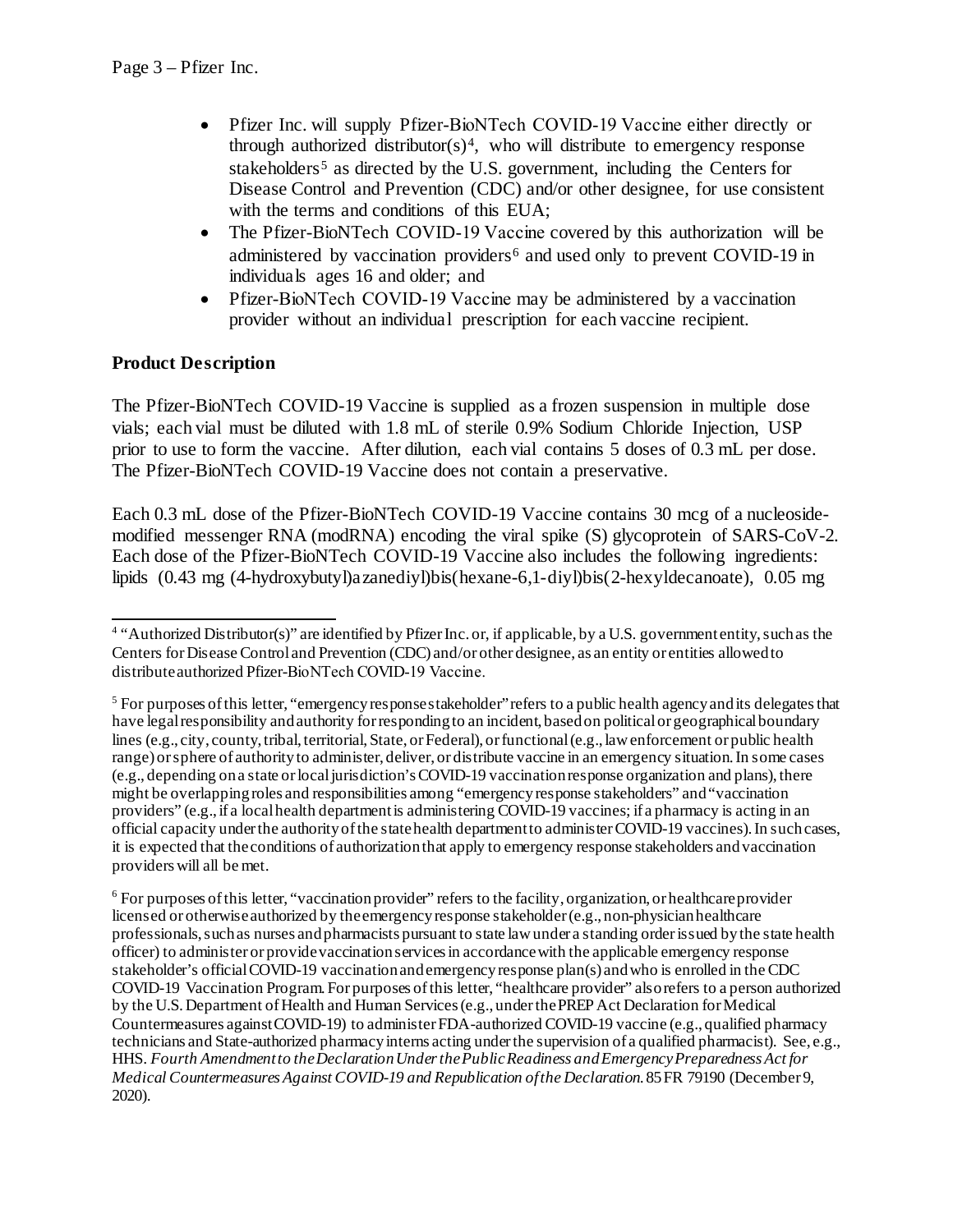- Pfizer Inc. will supply Pfizer-BioNTech COVID-19 Vaccine either directly or through authorized distributor(s)[4], who will distribute to emergency response stakeholders[5] as directed by the U.S. government, including the Centers for Disease Control and Prevention (CDC) and/or other designee, for use consistent with the terms and conditions of this EUA;
- The Pfizer-BioNTech COVID-19 Vaccine covered by this authorization will be administered by vaccination providers[6] and used only to prevent COVID-19 in individuals ages 16 and older; and
- Pfizer-BioNTech COVID-19 Vaccine may be administered by a vaccination provider without an individual prescription for each vaccine recipient.

## Product Description

The Pfizer-BioNTech COVID-19 Vaccine is supplied as a frozen suspension in multiple dose vials; each vial must be diluted with 1.8 mL of sterile 0.9% Sodium Chloride Injection, USP prior to use to form the vaccine. After dilution, each vial contains 5 doses of 0.3 mL per dose. The Pfizer-BioNTech COVID-19 Vaccine does not contain a preservative.

Each 0.3 mL dose of the Pfizer-BioNTech COVID-19 Vaccine contains 30 mcg of a nucleoside-modified messenger RNA (modRNA) encoding the viral spike (S) glycoprotein of SARS-CoV-2. Each dose of the Pfizer-BioNTech COVID-19 Vaccine also includes the following ingredients: lipids (0.43 mg (4-hydroxybutyl)azanediyl)bis(hexane-6,1-diyl)bis(2-hexyldecanoate), 0.05 mg

---

[4] "Authorized Distributor(s)" are identified by Pfizer Inc. or, if applicable, by a U.S. government entity, such as the Centers for Disease Control and Prevention (CDC) and/or other designee, as an entity or entities allowed to distribute authorized Pfizer-BioNTech COVID-19 Vaccine.

[5] For purposes of this letter, "emergency response stakeholder" refers to a public health agency and its delegates that have legal responsibility and authority for responding to an incident, based on political or geographical boundary lines (e.g., city, county, tribal, territorial, State, or Federal), or functional (e.g., law enforcement or public health range) or sphere of authority to administer, deliver, or distribute vaccine in an emergency situation. In some cases (e.g., depending on a state or local jurisdiction's COVID-19 vaccination response organization and plans), there might be overlapping roles and responsibilities among "emergency response stakeholders" and "vaccination providers" (e.g., if a local health department is administering COVID-19 vaccines; if a pharmacy is acting in an official capacity under the authority of the state health department to administer COVID-19 vaccines). In such cases, it is expected that the conditions of authorization that apply to emergency response stakeholders and vaccination providers will all be met.

[6] For purposes of this letter, "vaccination provider" refers to the facility, organization, or healthcare provider licensed or otherwise authorized by the emergency response stakeholder (e.g., non-physician healthcare professionals, such as nurses and pharmacists pursuant to state law under a standing order issued by the state health officer) to administer or provide vaccination services in accordance with the applicable emergency response stakeholder's official COVID-19 vaccination and emergency response plan(s) and who is enrolled in the CDC COVID-19 Vaccination Program. For purposes of this letter, "healthcare provider" also refers to a person authorized by the U.S. Department of Health and Human Services (e.g., under the PREP Act Declaration for Medical Countermeasures against COVID-19) to administer FDA-authorized COVID-19 vaccine (e.g., qualified pharmacy technicians and State-authorized pharmacy interns acting under the supervision of a qualified pharmacist). See, e.g., HHS. *Fourth Amendment to the Declaration Under the Public Readiness and Emergency Preparedness Act for Medical Countermeasures Against COVID-19 and Republication of the Declaration.* 85 FR 79190 (December 9, 2020).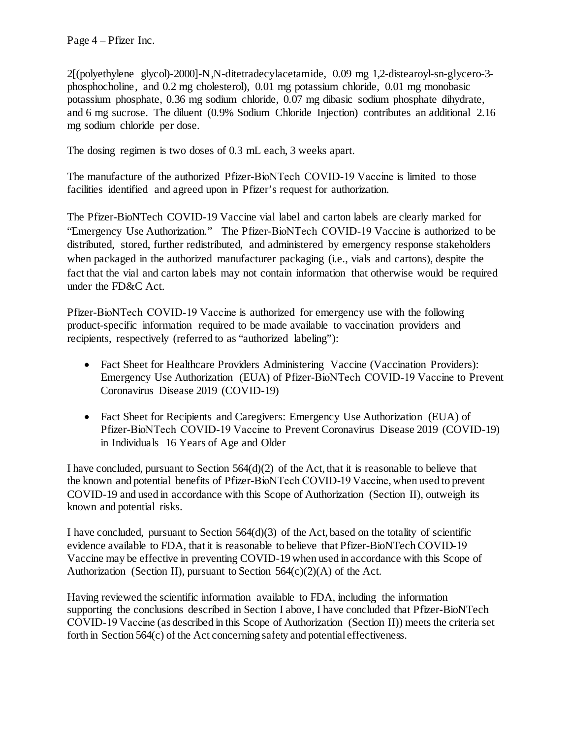2[(polyethylene glycol)-2000]-N,N-ditetradecylacetamide, 0.09 mg 1,2-distearoyl-sn-glycero-3-phosphocholine, and 0.2 mg cholesterol), 0.01 mg potassium chloride, 0.01 mg monobasic potassium phosphate, 0.36 mg sodium chloride, 0.07 mg dibasic sodium phosphate dihydrate, and 6 mg sucrose. The diluent (0.9% Sodium Chloride Injection) contributes an additional 2.16 mg sodium chloride per dose.

The dosing regimen is two doses of 0.3 mL each, 3 weeks apart.

The manufacture of the authorized Pfizer-BioNTech COVID-19 Vaccine is limited to those facilities identified and agreed upon in Pfizer's request for authorization.

The Pfizer-BioNTech COVID-19 Vaccine vial label and carton labels are clearly marked for "Emergency Use Authorization." The Pfizer-BioNTech COVID-19 Vaccine is authorized to be distributed, stored, further redistributed, and administered by emergency response stakeholders when packaged in the authorized manufacturer packaging (i.e., vials and cartons), despite the fact that the vial and carton labels may not contain information that otherwise would be required under the FD&C Act.

Pfizer-BioNTech COVID-19 Vaccine is authorized for emergency use with the following product-specific information required to be made available to vaccination providers and recipients, respectively (referred to as "authorized labeling"):

- Fact Sheet for Healthcare Providers Administering Vaccine (Vaccination Providers): Emergency Use Authorization (EUA) of Pfizer-BioNTech COVID-19 Vaccine to Prevent Coronavirus Disease 2019 (COVID-19)
- Fact Sheet for Recipients and Caregivers: Emergency Use Authorization (EUA) of Pfizer-BioNTech COVID-19 Vaccine to Prevent Coronavirus Disease 2019 (COVID-19) in Individuals 16 Years of Age and Older

I have concluded, pursuant to Section 564(d)(2) of the Act, that it is reasonable to believe that the known and potential benefits of Pfizer-BioNTech COVID-19 Vaccine, when used to prevent COVID-19 and used in accordance with this Scope of Authorization (Section II), outweigh its known and potential risks.

I have concluded, pursuant to Section 564(d)(3) of the Act, based on the totality of scientific evidence available to FDA, that it is reasonable to believe that Pfizer-BioNTech COVID-19 Vaccine may be effective in preventing COVID-19 when used in accordance with this Scope of Authorization (Section II), pursuant to Section 564(c)(2)(A) of the Act.

Having reviewed the scientific information available to FDA, including the information supporting the conclusions described in Section I above, I have concluded that Pfizer-BioNTech COVID-19 Vaccine (as described in this Scope of Authorization (Section II)) meets the criteria set forth in Section 564(c) of the Act concerning safety and potential effectiveness.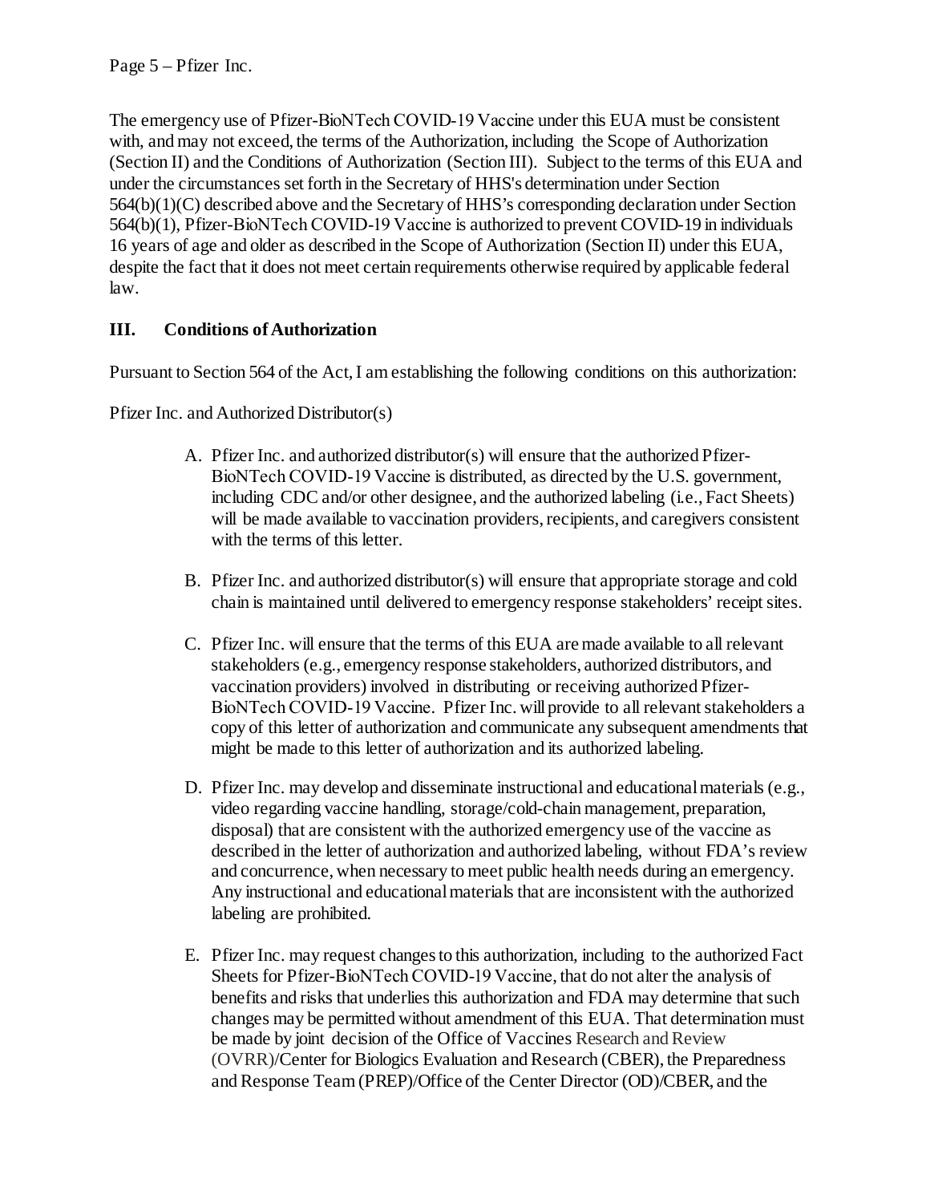The emergency use of Pfizer-BioNTech COVID-19 Vaccine under this EUA must be consistent with, and may not exceed, the terms of the Authorization, including the Scope of Authorization (Section II) and the Conditions of Authorization (Section III). Subject to the terms of this EUA and under the circumstances set forth in the Secretary of HHS's determination under Section 564(b)(1)(C) described above and the Secretary of HHS's corresponding declaration under Section 564(b)(1), Pfizer-BioNTech COVID-19 Vaccine is authorized to prevent COVID-19 in individuals 16 years of age and older as described in the Scope of Authorization (Section II) under this EUA, despite the fact that it does not meet certain requirements otherwise required by applicable federal law.

## III. Conditions of Authorization

Pursuant to Section 564 of the Act, I am establishing the following conditions on this authorization:

Pfizer Inc. and Authorized Distributor(s)

A. Pfizer Inc. and authorized distributor(s) will ensure that the authorized Pfizer-BioNTech COVID-19 Vaccine is distributed, as directed by the U.S. government, including CDC and/or other designee, and the authorized labeling (i.e., Fact Sheets) will be made available to vaccination providers, recipients, and caregivers consistent with the terms of this letter.

B. Pfizer Inc. and authorized distributor(s) will ensure that appropriate storage and cold chain is maintained until delivered to emergency response stakeholders' receipt sites.

C. Pfizer Inc. will ensure that the terms of this EUA are made available to all relevant stakeholders (e.g., emergency response stakeholders, authorized distributors, and vaccination providers) involved in distributing or receiving authorized Pfizer-BioNTech COVID-19 Vaccine. Pfizer Inc. will provide to all relevant stakeholders a copy of this letter of authorization and communicate any subsequent amendments that might be made to this letter of authorization and its authorized labeling.

D. Pfizer Inc. may develop and disseminate instructional and educational materials (e.g., video regarding vaccine handling, storage/cold-chain management, preparation, disposal) that are consistent with the authorized emergency use of the vaccine as described in the letter of authorization and authorized labeling, without FDA's review and concurrence, when necessary to meet public health needs during an emergency. Any instructional and educational materials that are inconsistent with the authorized labeling are prohibited.

E. Pfizer Inc. may request changes to this authorization, including to the authorized Fact Sheets for Pfizer-BioNTech COVID-19 Vaccine, that do not alter the analysis of benefits and risks that underlies this authorization and FDA may determine that such changes may be permitted without amendment of this EUA. That determination must be made by joint decision of the Office of Vaccines Research and Review (OVRR)/Center for Biologics Evaluation and Research (CBER), the Preparedness and Response Team (PREP)/Office of the Center Director (OD)/CBER, and the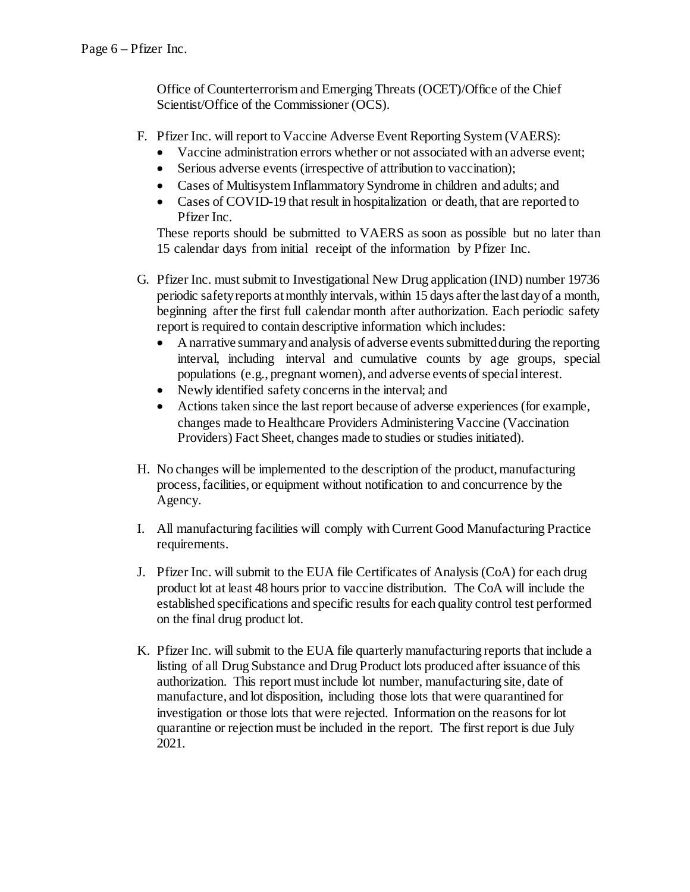Office of Counterterrorism and Emerging Threats (OCET)/Office of the Chief Scientist/Office of the Commissioner (OCS).

F. Pfizer Inc. will report to Vaccine Adverse Event Reporting System (VAERS):
   - Vaccine administration errors whether or not associated with an adverse event;
   - Serious adverse events (irrespective of attribution to vaccination);
   - Cases of Multisystem Inflammatory Syndrome in children and adults; and
   - Cases of COVID-19 that result in hospitalization or death, that are reported to Pfizer Inc.

   These reports should be submitted to VAERS as soon as possible but no later than 15 calendar days from initial receipt of the information by Pfizer Inc.

G. Pfizer Inc. must submit to Investigational New Drug application (IND) number 19736 periodic safety reports at monthly intervals, within 15 days after the last day of a month, beginning after the first full calendar month after authorization. Each periodic safety report is required to contain descriptive information which includes:
   - A narrative summary and analysis of adverse events submitted during the reporting interval, including interval and cumulative counts by age groups, special populations (e.g., pregnant women), and adverse events of special interest.
   - Newly identified safety concerns in the interval; and
   - Actions taken since the last report because of adverse experiences (for example, changes made to Healthcare Providers Administering Vaccine (Vaccination Providers) Fact Sheet, changes made to studies or studies initiated).

H. No changes will be implemented to the description of the product, manufacturing process, facilities, or equipment without notification to and concurrence by the Agency.

I. All manufacturing facilities will comply with Current Good Manufacturing Practice requirements.

J. Pfizer Inc. will submit to the EUA file Certificates of Analysis (CoA) for each drug product lot at least 48 hours prior to vaccine distribution. The CoA will include the established specifications and specific results for each quality control test performed on the final drug product lot.

K. Pfizer Inc. will submit to the EUA file quarterly manufacturing reports that include a listing of all Drug Substance and Drug Product lots produced after issuance of this authorization. This report must include lot number, manufacturing site, date of manufacture, and lot disposition, including those lots that were quarantined for investigation or those lots that were rejected. Information on the reasons for lot quarantine or rejection must be included in the report. The first report is due July 2021.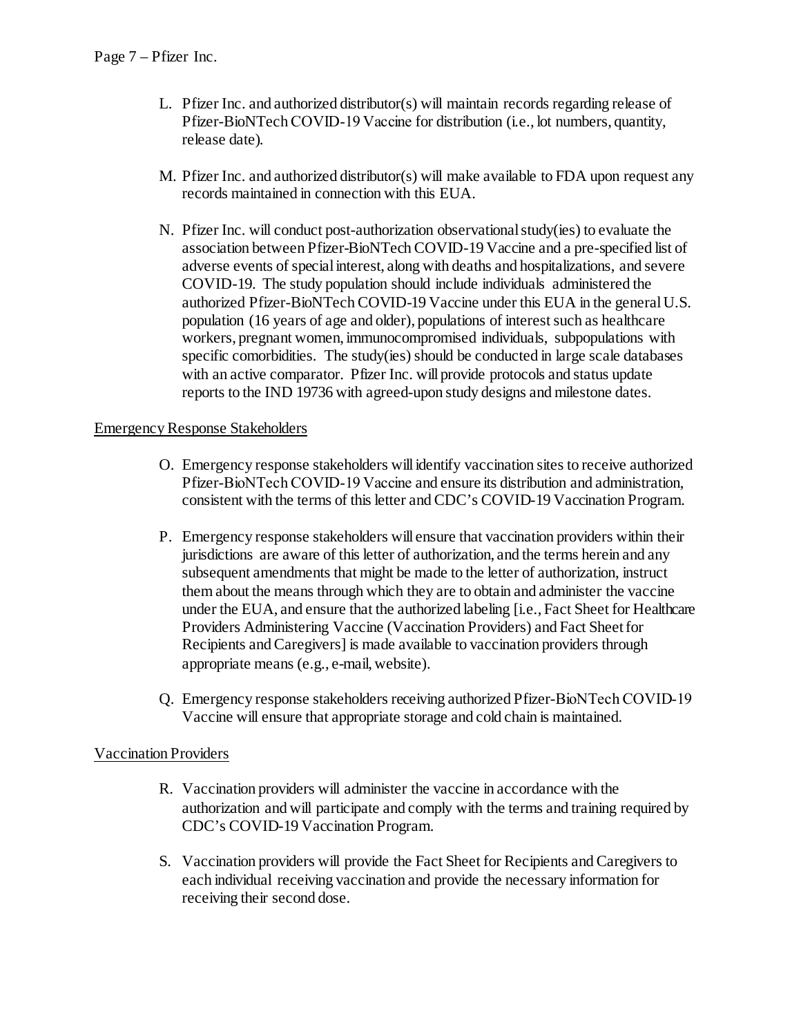L. Pfizer Inc. and authorized distributor(s) will maintain records regarding release of Pfizer-BioNTech COVID-19 Vaccine for distribution (i.e., lot numbers, quantity, release date).

M. Pfizer Inc. and authorized distributor(s) will make available to FDA upon request any records maintained in connection with this EUA.

N. Pfizer Inc. will conduct post-authorization observational study(ies) to evaluate the association between Pfizer-BioNTech COVID-19 Vaccine and a pre-specified list of adverse events of special interest, along with deaths and hospitalizations, and severe COVID-19. The study population should include individuals administered the authorized Pfizer-BioNTech COVID-19 Vaccine under this EUA in the general U.S. population (16 years of age and older), populations of interest such as healthcare workers, pregnant women, immunocompromised individuals, subpopulations with specific comorbidities. The study(ies) should be conducted in large scale databases with an active comparator. Pfizer Inc. will provide protocols and status update reports to the IND 19736 with agreed-upon study designs and milestone dates.

<u>Emergency Response Stakeholders</u>

O. Emergency response stakeholders will identify vaccination sites to receive authorized Pfizer-BioNTech COVID-19 Vaccine and ensure its distribution and administration, consistent with the terms of this letter and CDC's COVID-19 Vaccination Program.

P. Emergency response stakeholders will ensure that vaccination providers within their jurisdictions are aware of this letter of authorization, and the terms herein and any subsequent amendments that might be made to the letter of authorization, instruct them about the means through which they are to obtain and administer the vaccine under the EUA, and ensure that the authorized labeling [i.e., Fact Sheet for Healthcare Providers Administering Vaccine (Vaccination Providers) and Fact Sheet for Recipients and Caregivers] is made available to vaccination providers through appropriate means (e.g., e-mail, website).

Q. Emergency response stakeholders receiving authorized Pfizer-BioNTech COVID-19 Vaccine will ensure that appropriate storage and cold chain is maintained.

<u>Vaccination Providers</u>

R. Vaccination providers will administer the vaccine in accordance with the authorization and will participate and comply with the terms and training required by CDC's COVID-19 Vaccination Program.

S. Vaccination providers will provide the Fact Sheet for Recipients and Caregivers to each individual receiving vaccination and provide the necessary information for receiving their second dose.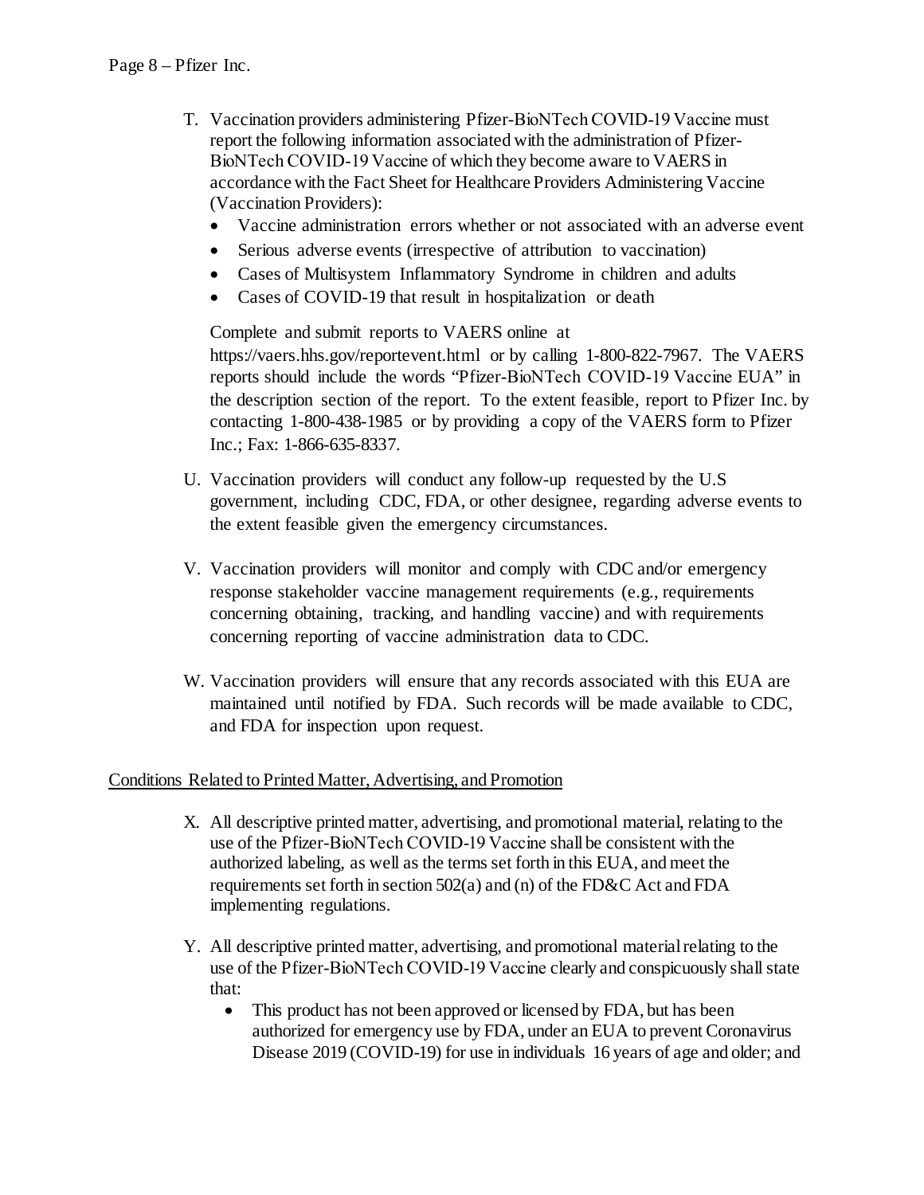T. Vaccination providers administering Pfizer-BioNTech COVID-19 Vaccine must report the following information associated with the administration of Pfizer-BioNTech COVID-19 Vaccine of which they become aware to VAERS in accordance with the Fact Sheet for Healthcare Providers Administering Vaccine (Vaccination Providers):

- Vaccine administration errors whether or not associated with an adverse event
- Serious adverse events (irrespective of attribution to vaccination)
- Cases of Multisystem Inflammatory Syndrome in children and adults
- Cases of COVID-19 that result in hospitalization or death

Complete and submit reports to VAERS online at https://vaers.hhs.gov/reportevent.html or by calling 1-800-822-7967. The VAERS reports should include the words "Pfizer-BioNTech COVID-19 Vaccine EUA" in the description section of the report. To the extent feasible, report to Pfizer Inc. by contacting 1-800-438-1985 or by providing a copy of the VAERS form to Pfizer Inc.; Fax: 1-866-635-8337.

U. Vaccination providers will conduct any follow-up requested by the U.S government, including CDC, FDA, or other designee, regarding adverse events to the extent feasible given the emergency circumstances.

V. Vaccination providers will monitor and comply with CDC and/or emergency response stakeholder vaccine management requirements (e.g., requirements concerning obtaining, tracking, and handling vaccine) and with requirements concerning reporting of vaccine administration data to CDC.

W. Vaccination providers will ensure that any records associated with this EUA are maintained until notified by FDA. Such records will be made available to CDC, and FDA for inspection upon request.

<u>Conditions Related to Printed Matter, Advertising, and Promotion</u>

X. All descriptive printed matter, advertising, and promotional material, relating to the use of the Pfizer-BioNTech COVID-19 Vaccine shall be consistent with the authorized labeling, as well as the terms set forth in this EUA, and meet the requirements set forth in section 502(a) and (n) of the FD&C Act and FDA implementing regulations.

Y. All descriptive printed matter, advertising, and promotional material relating to the use of the Pfizer-BioNTech COVID-19 Vaccine clearly and conspicuously shall state that:

- This product has not been approved or licensed by FDA, but has been authorized for emergency use by FDA, under an EUA to prevent Coronavirus Disease 2019 (COVID-19) for use in individuals 16 years of age and older; and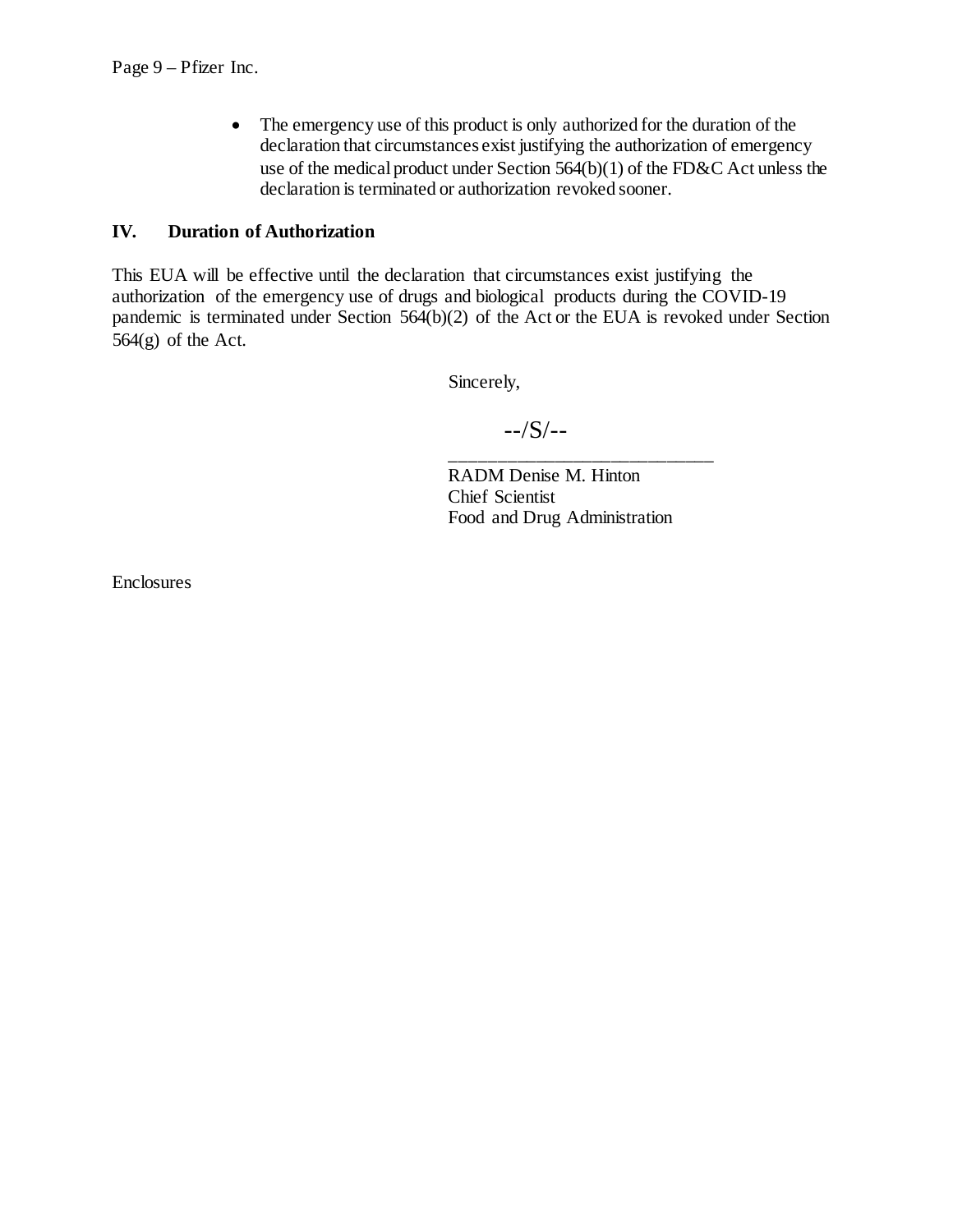- The emergency use of this product is only authorized for the duration of the declaration that circumstances exist justifying the authorization of emergency use of the medical product under Section 564(b)(1) of the FD&C Act unless the declaration is terminated or authorization revoked sooner.

## IV. Duration of Authorization

This EUA will be effective until the declaration that circumstances exist justifying the authorization of the emergency use of drugs and biological products during the COVID-19 pandemic is terminated under Section 564(b)(2) of the Act or the EUA is revoked under Section 564(g) of the Act.

Sincerely,

--/S/--

_____________________________

RADM Denise M. Hinton
Chief Scientist
Food and Drug Administration

Enclosures